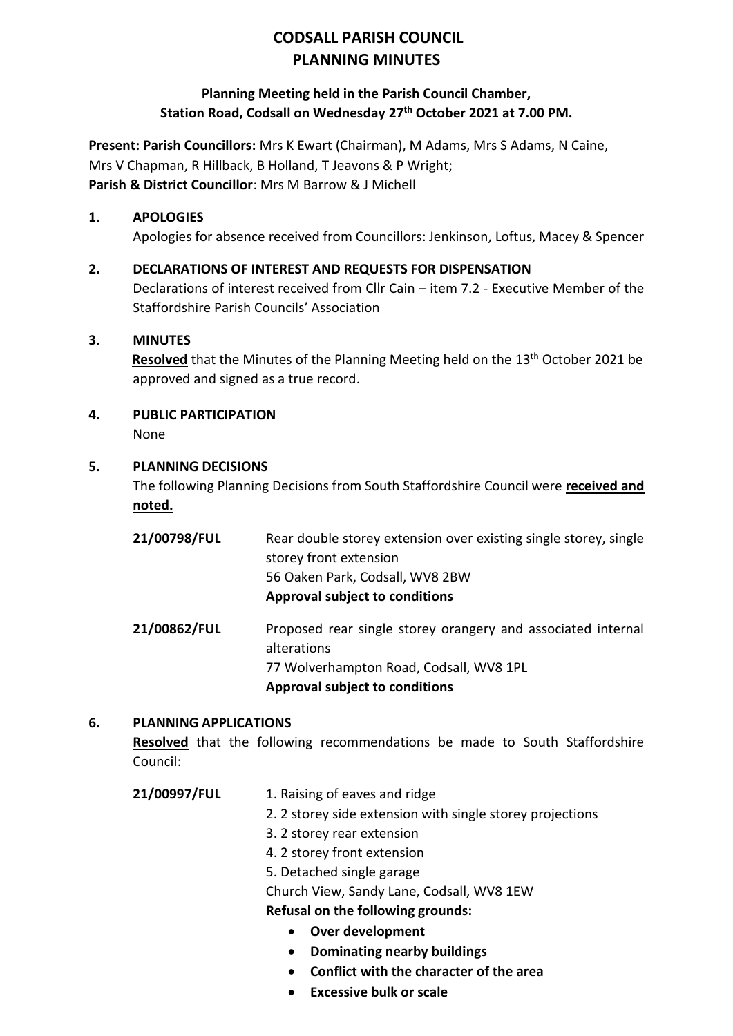# CODSALL PARISH COUNCIL
# PLANNING MINUTES

**Planning Meeting held in the Parish Council Chamber, Station Road, Codsall on Wednesday 27th October 2021 at 7.00 PM.**

**Present: Parish Councillors:** Mrs K Ewart (Chairman), M Adams, Mrs S Adams, N Caine, Mrs V Chapman, R Hillback, B Holland, T Jeavons & P Wright;
**Parish & District Councillor**: Mrs M Barrow & J Michell

**1. APOLOGIES**

Apologies for absence received from Councillors: Jenkinson, Loftus, Macey & Spencer

**2. DECLARATIONS OF INTEREST AND REQUESTS FOR DISPENSATION**

Declarations of interest received from Cllr Cain – item 7.2 - Executive Member of the Staffordshire Parish Councils' Association

**3. MINUTES**

**Resolved** that the Minutes of the Planning Meeting held on the 13th October 2021 be approved and signed as a true record.

**4. PUBLIC PARTICIPATION**

None

**5. PLANNING DECISIONS**

The following Planning Decisions from South Staffordshire Council were **received and noted.**

**21/00798/FUL** Rear double storey extension over existing single storey, single storey front extension
56 Oaken Park, Codsall, WV8 2BW
**Approval subject to conditions**

**21/00862/FUL** Proposed rear single storey orangery and associated internal alterations
77 Wolverhampton Road, Codsall, WV8 1PL
**Approval subject to conditions**

**6. PLANNING APPLICATIONS**

**Resolved** that the following recommendations be made to South Staffordshire Council:

**21/00997/FUL**
1. Raising of eaves and ridge
2. 2 storey side extension with single storey projections
3. 2 storey rear extension
4. 2 storey front extension
5. Detached single garage

Church View, Sandy Lane, Codsall, WV8 1EW
**Refusal on the following grounds:**

- **Over development**
- **Dominating nearby buildings**
- **Conflict with the character of the area**
- **Excessive bulk or scale**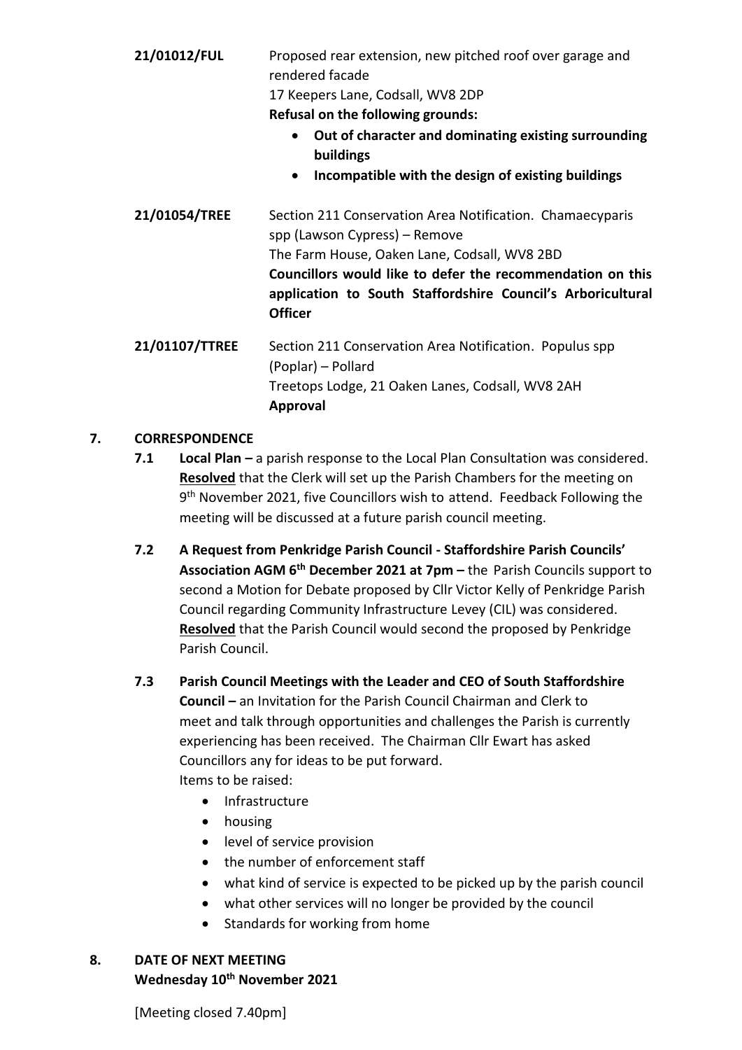**21/01012/FUL** Proposed rear extension, new pitched roof over garage and rendered facade
17 Keepers Lane, Codsall, WV8 2DP
**Refusal on the following grounds:**

- **Out of character and dominating existing surrounding buildings**
- **Incompatible with the design of existing buildings**

**21/01054/TREE** Section 211 Conservation Area Notification. Chamaecyparis spp (Lawson Cypress) – Remove
The Farm House, Oaken Lane, Codsall, WV8 2BD
**Councillors would like to defer the recommendation on this application to South Staffordshire Council's Arboricultural Officer**

**21/01107/TTREE** Section 211 Conservation Area Notification. Populus spp (Poplar) – Pollard
Treetops Lodge, 21 Oaken Lanes, Codsall, WV8 2AH
**Approval**

## 7. CORRESPONDENCE

**7.1 Local Plan –** a parish response to the Local Plan Consultation was considered. **Resolved** that the Clerk will set up the Parish Chambers for the meeting on 9th November 2021, five Councillors wish to attend. Feedback Following the meeting will be discussed at a future parish council meeting.

**7.2 A Request from Penkridge Parish Council - Staffordshire Parish Councils' Association AGM 6th December 2021 at 7pm –** the Parish Councils support to second a Motion for Debate proposed by Cllr Victor Kelly of Penkridge Parish Council regarding Community Infrastructure Levey (CIL) was considered. **Resolved** that the Parish Council would second the proposed by Penkridge Parish Council.

**7.3 Parish Council Meetings with the Leader and CEO of South Staffordshire Council –** an Invitation for the Parish Council Chairman and Clerk to meet and talk through opportunities and challenges the Parish is currently experiencing has been received. The Chairman Cllr Ewart has asked Councillors any for ideas to be put forward.
Items to be raised:

- Infrastructure
- housing
- level of service provision
- the number of enforcement staff
- what kind of service is expected to be picked up by the parish council
- what other services will no longer be provided by the council
- Standards for working from home

## 8. DATE OF NEXT MEETING

**Wednesday 10th November 2021**

[Meeting closed 7.40pm]